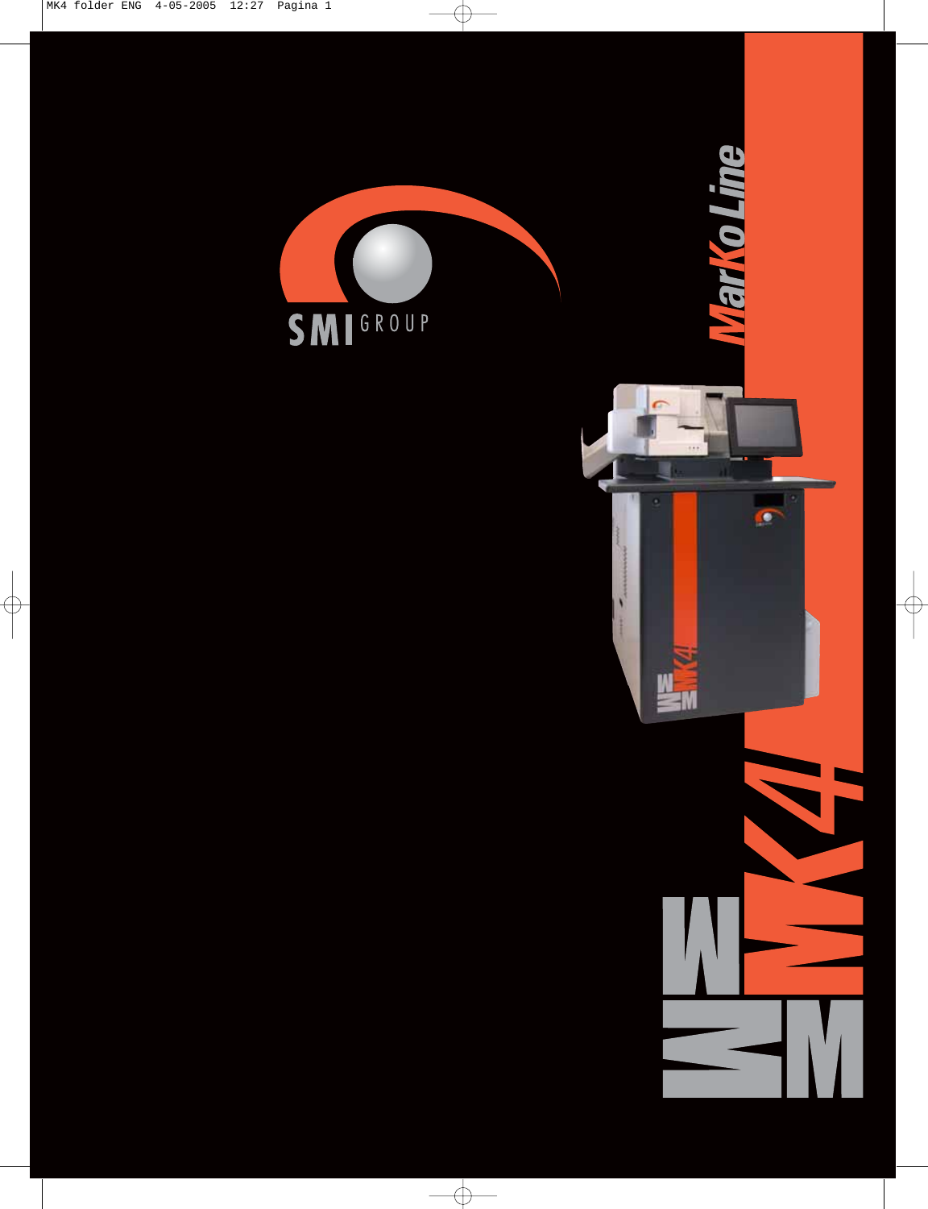SMI GROUP

MarKo Line

MK4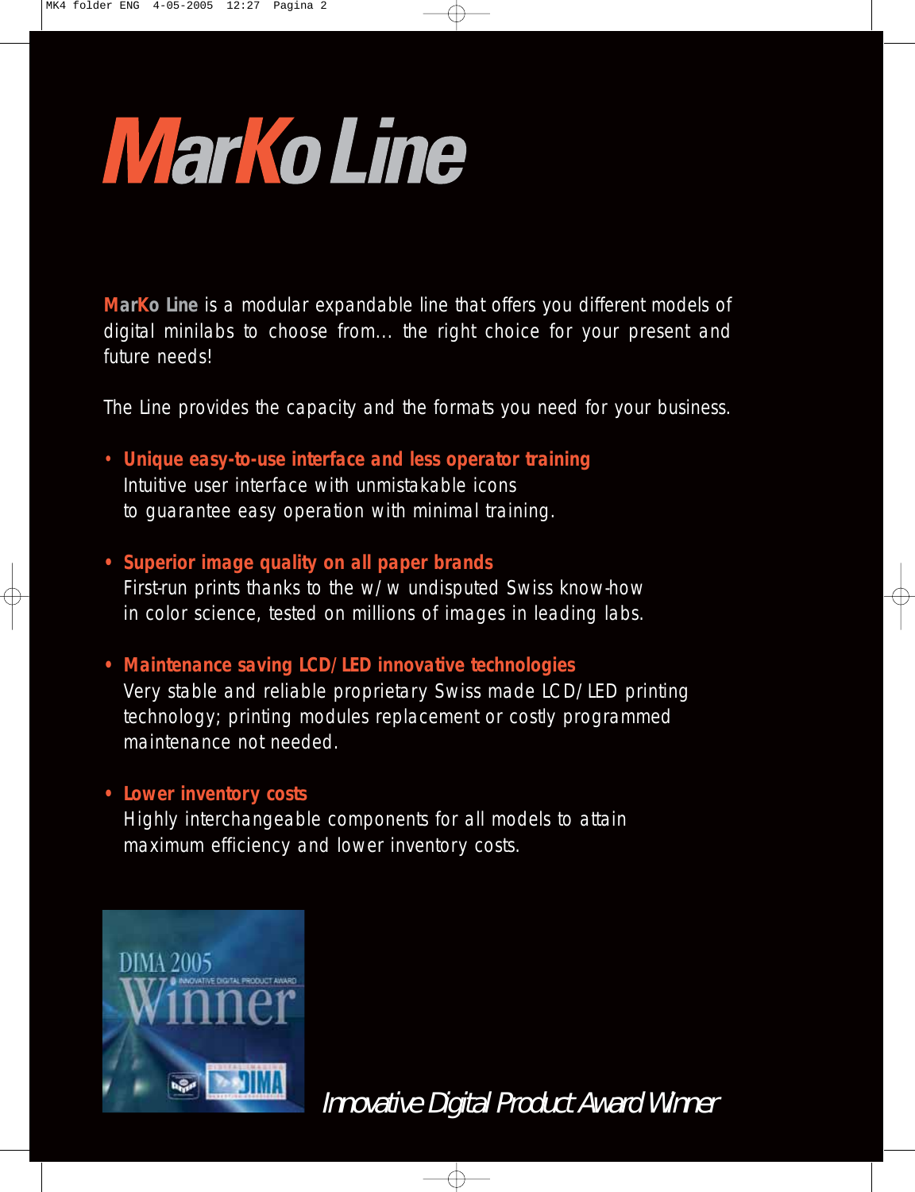# MarKo Line

**MarKo Line** is a modular expandable line that offers you different models of digital minilabs to choose from... the right choice for your present and future needs!

The Line provides the capacity and the formats you need for your business.

- **Unique easy-to-use interface and less operator training**
  Intuitive user interface with unmistakable icons to guarantee easy operation with minimal training.

- **Superior image quality on all paper brands**
  First-run prints thanks to the w/w undisputed Swiss know-how in color science, tested on millions of images in leading labs.

- **Maintenance saving LCD/LED innovative technologies**
  Very stable and reliable proprietary Swiss made LCD/LED printing technology; printing modules replacement or costly programmed maintenance not needed.

- **Lower inventory costs**
  Highly interchangeable components for all models to attain maximum efficiency and lower inventory costs.

DIMA 2005 Winner

*Innovative Digital Product Award Winner*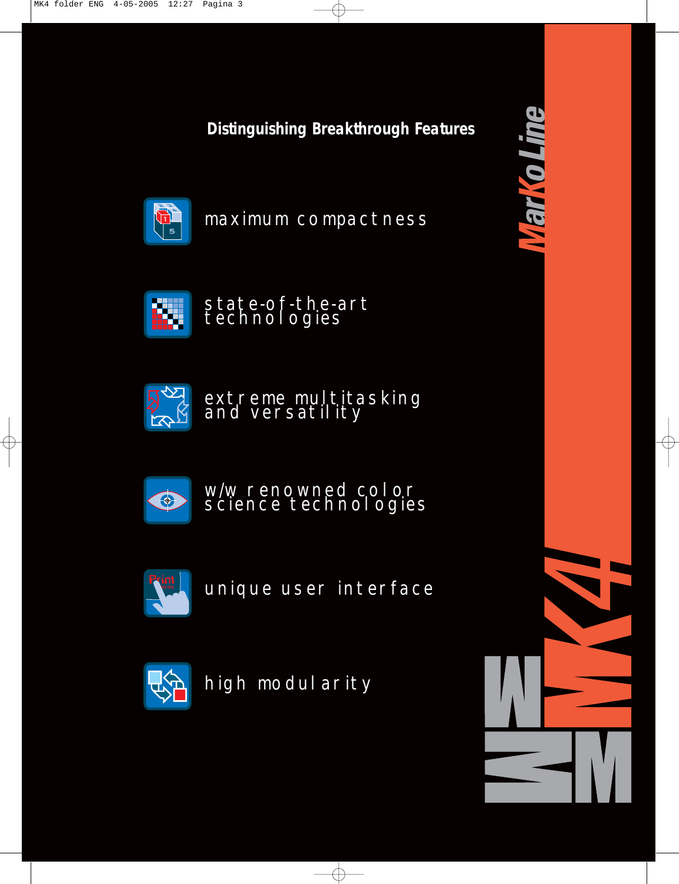## Distinguishing Breakthrough Features

- maximum compactness
- state-of-the-art technologies
- extreme multitasking and versatility
- w/w renowned color science technologies
- unique user interface
- high modularity

MarKoLine

MK4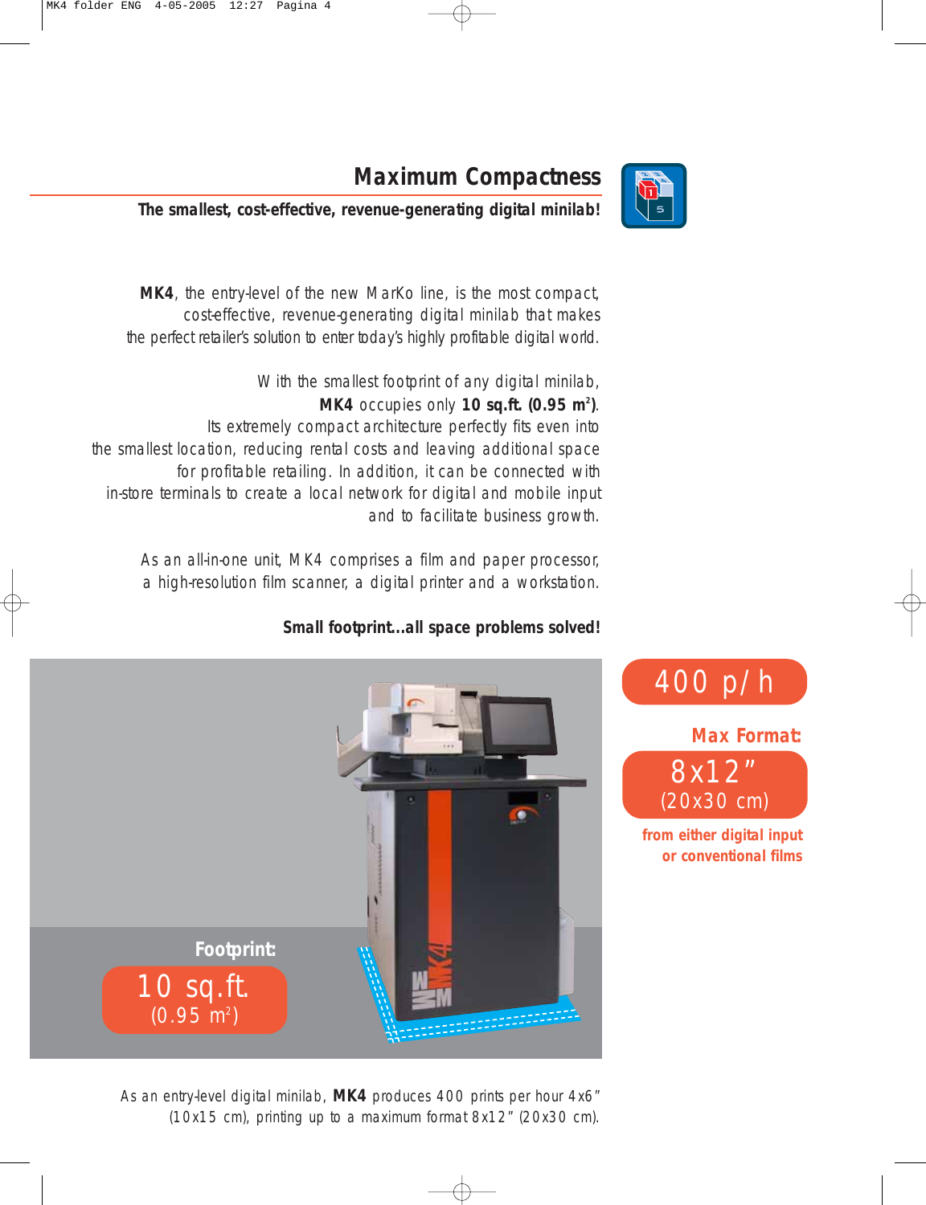# Maximum Compactness

**The smallest, cost-effective, revenue-generating digital minilab!**

**MK4**, the entry-level of the new MarKo line, is the most compact, cost-effective, revenue-generating digital minilab that makes the perfect retailer's solution to enter today's highly profitable digital world.

With the smallest footprint of any digital minilab, **MK4** occupies only **10 sq.ft. (0.95 m²)**. Its extremely compact architecture perfectly fits even into the smallest location, reducing rental costs and leaving additional space for profitable retailing. In addition, it can be connected with in-store terminals to create a local network for digital and mobile input and to facilitate business growth.

As an all-in-one unit, MK4 comprises a film and paper processor, a high-resolution film scanner, a digital printer and a workstation.

**Small footprint...all space problems solved!**

**Footprint:**
10 sq.ft.
(0.95 m²)

400 p/h

**Max Format:**
8x12"
(20x30 cm)

**from either digital input or conventional films**

As an entry-level digital minilab, **MK4** produces 400 prints per hour 4x6" (10x15 cm), printing up to a maximum format 8x12" (20x30 cm).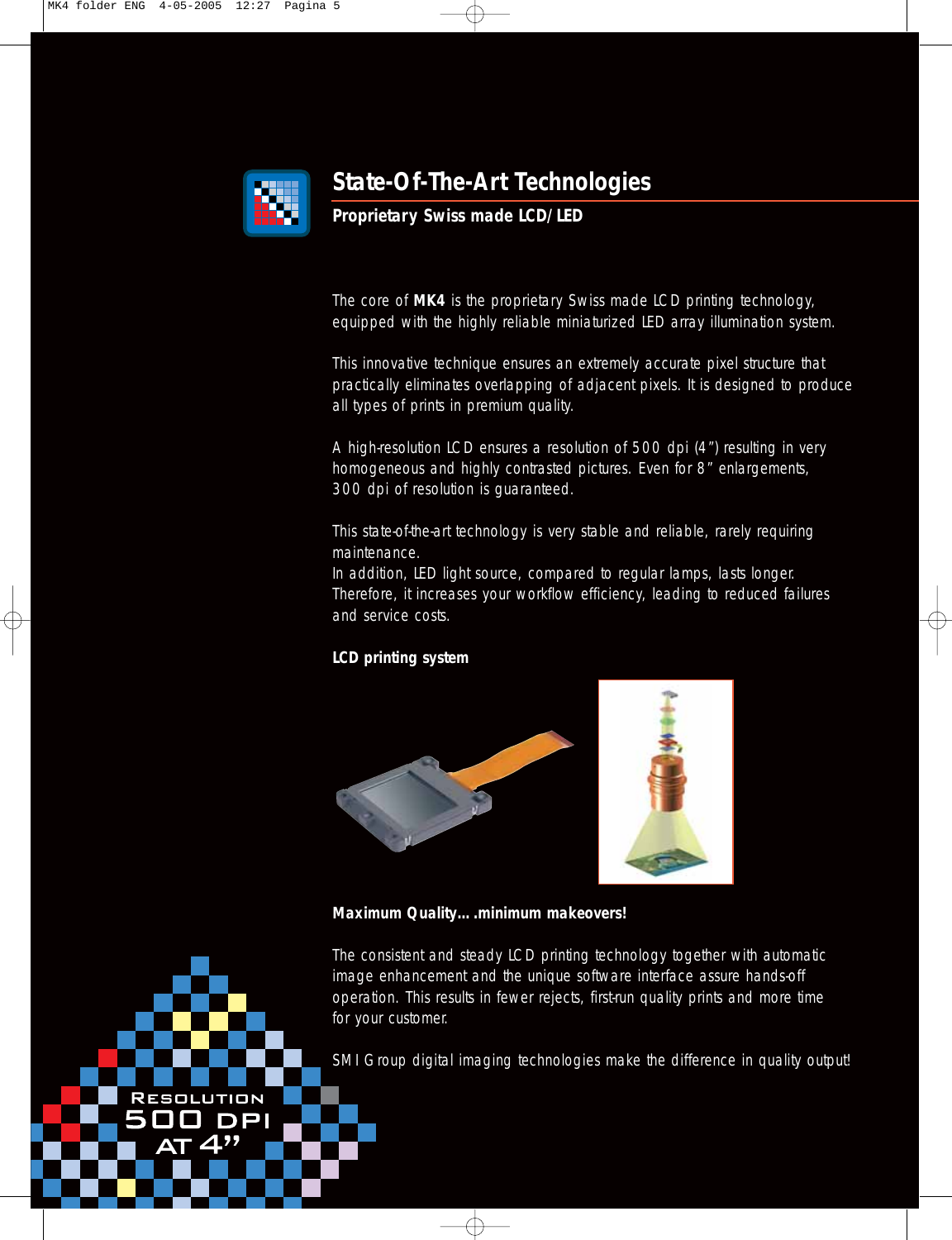## State-Of-The-Art Technologies

### Proprietary Swiss made LCD/LED

The core of **MK4** is the proprietary Swiss made LCD printing technology, equipped with the highly reliable miniaturized LED array illumination system.

This innovative technique ensures an extremely accurate pixel structure that practically eliminates overlapping of adjacent pixels. It is designed to produce all types of prints in premium quality.

A high-resolution LCD ensures a resolution of 500 dpi (4") resulting in very homogeneous and highly contrasted pictures. Even for 8" enlargements, 300 dpi of resolution is guaranteed.

This state-of-the-art technology is very stable and reliable, rarely requiring maintenance.
In addition, LED light source, compared to regular lamps, lasts longer. Therefore, it increases your workflow efficiency, leading to reduced failures and service costs.

**LCD printing system**

**Maximum Quality….minimum makeovers!**

The consistent and steady LCD printing technology together with automatic image enhancement and the unique software interface assure hands-off operation. This results in fewer rejects, first-run quality prints and more time for your customer.

SMI Group digital imaging technologies make the difference in quality output!

RESOLUTION 500 DPI AT 4"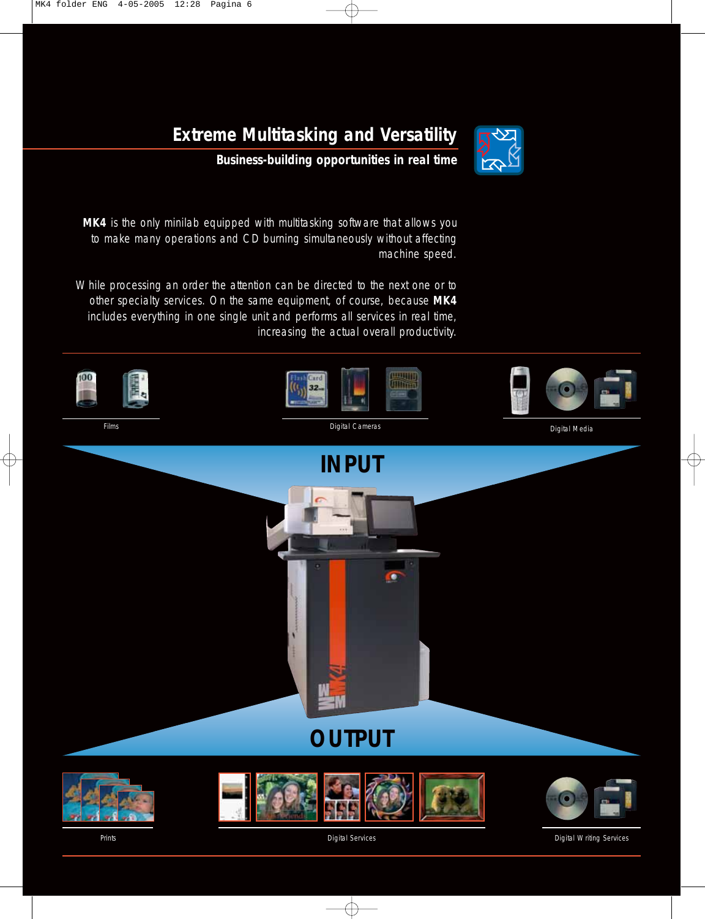# Extreme Multitasking and Versatility

## Business-building opportunities in real time

**MK4** is the only minilab equipped with multitasking software that allows you to make many operations and CD burning simultaneously without affecting machine speed.

While processing an order the attention can be directed to the next one or to other specialty services. On the same equipment, of course, because **MK4** includes everything in one single unit and performs all services in real time, increasing the actual overall productivity.

Films

Digital Cameras

Digital Media

**INPUT**

**OUTPUT**

Prints

Digital Services

Digital Writing Services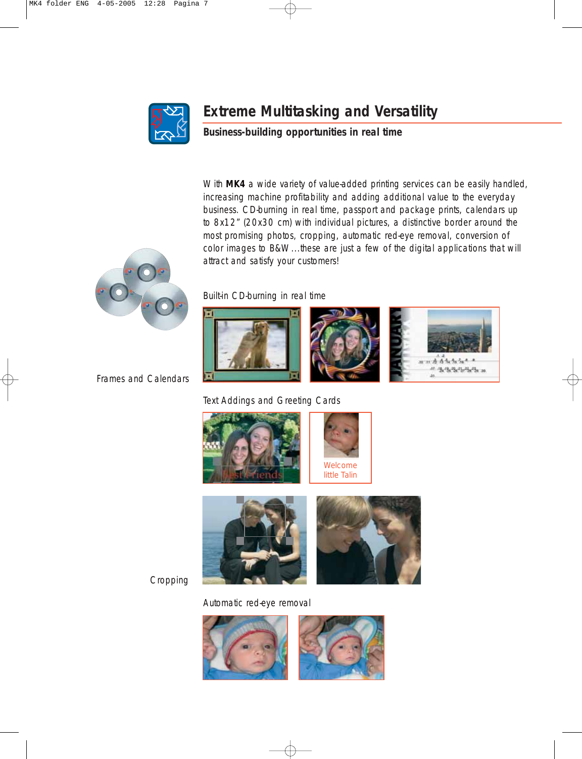# Extreme Multitasking and Versatility

## Business-building opportunities in real time

With **MK4** a wide variety of value-added printing services can be easily handled, increasing machine profitability and adding additional value to the everyday business. CD-burning in real time, passport and package prints, calendars up to 8x12" (20x30 cm) with individual pictures, a distinctive border around the most promising photos, cropping, automatic red-eye removal, conversion of color images to B&W ...these are just a few of the digital applications that will attract and satisfy your customers!

Built-in CD-burning in real time

Frames and Calendars

Text Addings and Greeting Cards

Cropping

Automatic red-eye removal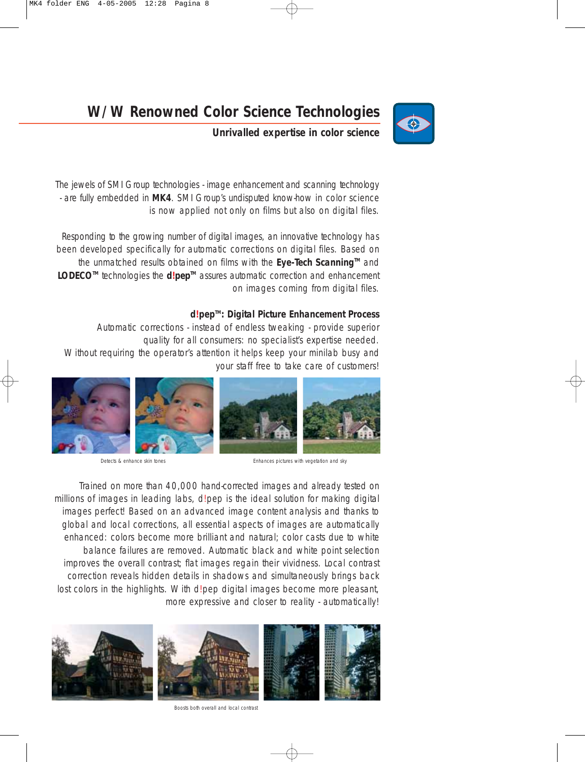# W/W Renowned Color Science Technologies

**Unrivalled expertise in color science**

The jewels of SMI Group technologies - image enhancement and scanning technology - are fully embedded in **MK4**. SMI Group's undisputed know-how in color science is now applied not only on films but also on digital files.

Responding to the growing number of digital images, an innovative technology has been developed specifically for automatic corrections on digital files. Based on the unmatched results obtained on films with the **Eye-Tech Scanning™** and **LODECO™** technologies the **d!pep™** assures automatic correction and enhancement on images coming from digital files.

### d!pep™: Digital Picture Enhancement Process

Automatic corrections - instead of endless tweaking - provide superior quality for all consumers: no specialist's expertise needed. Without requiring the operator's attention it helps keep your minilab busy and your staff free to take care of customers!

Detects & enhance skin tones

Enhances pictures with vegetation and sky

Trained on more than 40,000 hand-corrected images and already tested on millions of images in leading labs, d!pep is the ideal solution for making digital images perfect! Based on an advanced image content analysis and thanks to global and local corrections, all essential aspects of images are automatically enhanced: colors become more brilliant and natural; color casts due to white balance failures are removed. Automatic black and white point selection improves the overall contrast; flat images regain their vividness. Local contrast correction reveals hidden details in shadows and simultaneously brings back lost colors in the highlights. With d!pep digital images become more pleasant, more expressive and closer to reality - automatically!

Boosts both overall and local contrast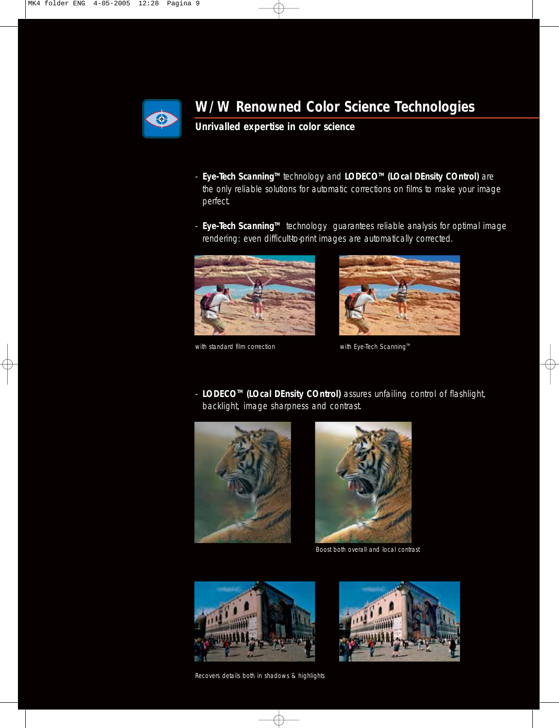## W/W Renowned Color Science Technologies

### Unrivalled expertise in color science

- **Eye-Tech Scanning™** technology and **LODECO™ (LOcal DEnsity COntrol)** are the only reliable solutions for automatic corrections on films to make your image perfect.

- **Eye-Tech Scanning™** technology guarantees reliable analysis for optimal image rendering: even difficult-to-print images are automatically corrected.

with standard film correction

with Eye-Tech Scanning™

- **LODECO™ (LOcal DEnsity COntrol)** assures unfailing control of flashlight, backlight, image sharpness and contrast.

Boost both overall and local contrast

Recovers details both in shadows & highlights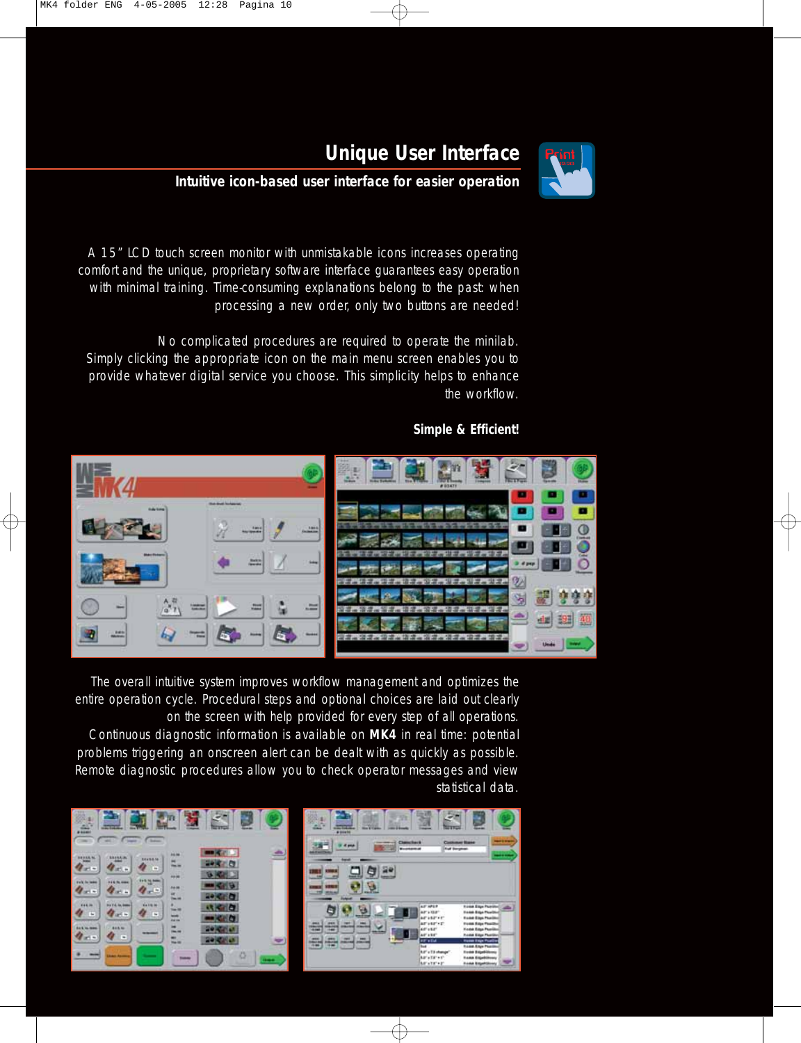## Unique User Interface

### Intuitive icon-based user interface for easier operation

A 15" LCD touch screen monitor with unmistakable icons increases operating comfort and the unique, proprietary software interface guarantees easy operation with minimal training. Time-consuming explanations belong to the past: when processing a new order, only two buttons are needed!

No complicated procedures are required to operate the minilab. Simply clicking the appropriate icon on the main menu screen enables you to provide whatever digital service you choose. This simplicity helps to enhance the workflow.

**Simple & Efficient!**

The overall intuitive system improves workflow management and optimizes the entire operation cycle. Procedural steps and optional choices are laid out clearly on the screen with help provided for every step of all operations. Continuous diagnostic information is available on **MK4** in real time: potential problems triggering an onscreen alert can be dealt with as quickly as possible. Remote diagnostic procedures allow you to check operator messages and view statistical data.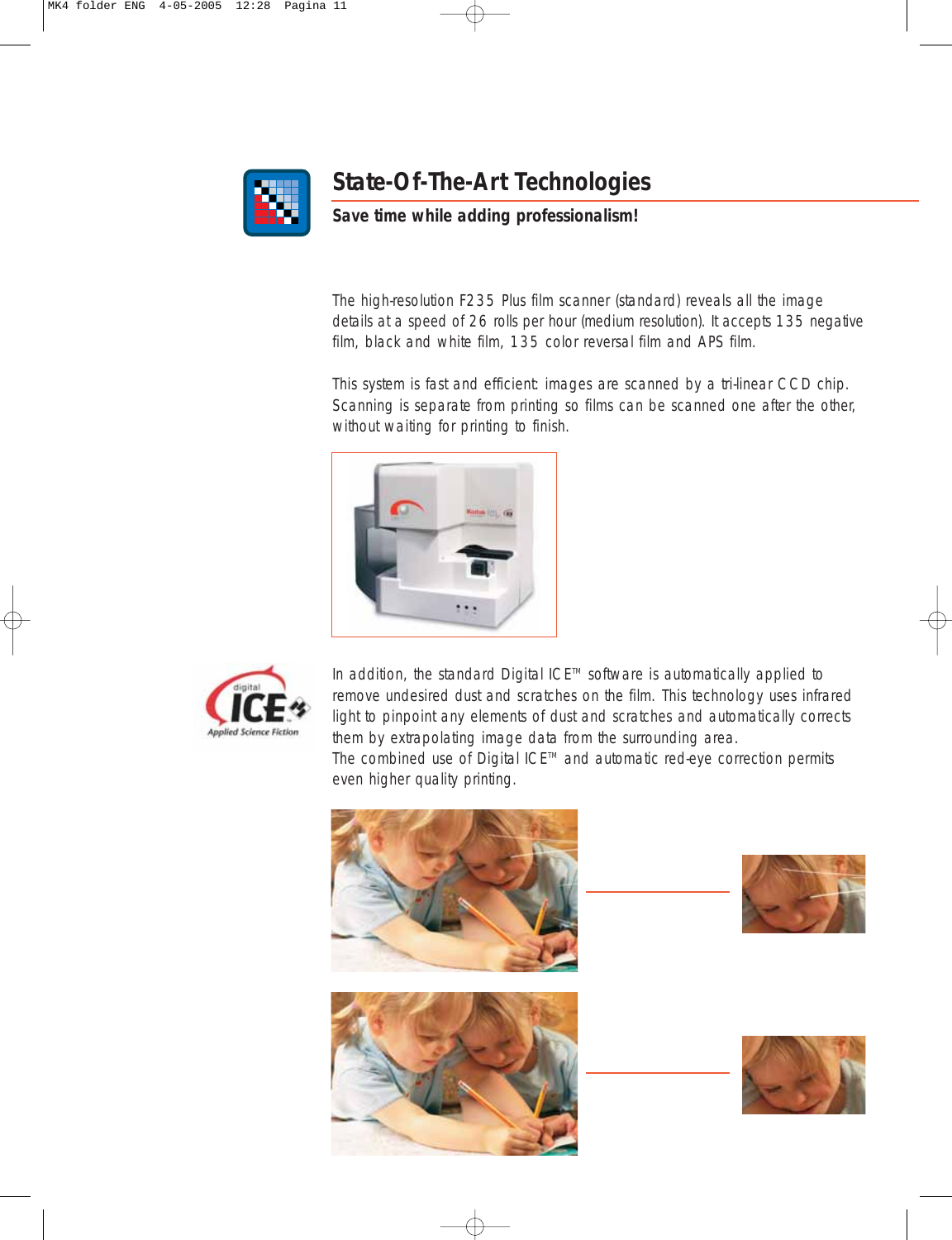## State-Of-The-Art Technologies

**Save time while adding professionalism!**

The high-resolution F235 Plus film scanner (standard) reveals all the image details at a speed of 26 rolls per hour (medium resolution). It accepts 135 negative film, black and white film, 135 color reversal film and APS film.

This system is fast and efficient: images are scanned by a tri-linear CCD chip. Scanning is separate from printing so films can be scanned one after the other, without waiting for printing to finish.

In addition, the standard Digital ICE™ software is automatically applied to remove undesired dust and scratches on the film. This technology uses infrared light to pinpoint any elements of dust and scratches and automatically corrects them by extrapolating image data from the surrounding area.
The combined use of Digital ICE™ and automatic red-eye correction permits even higher quality printing.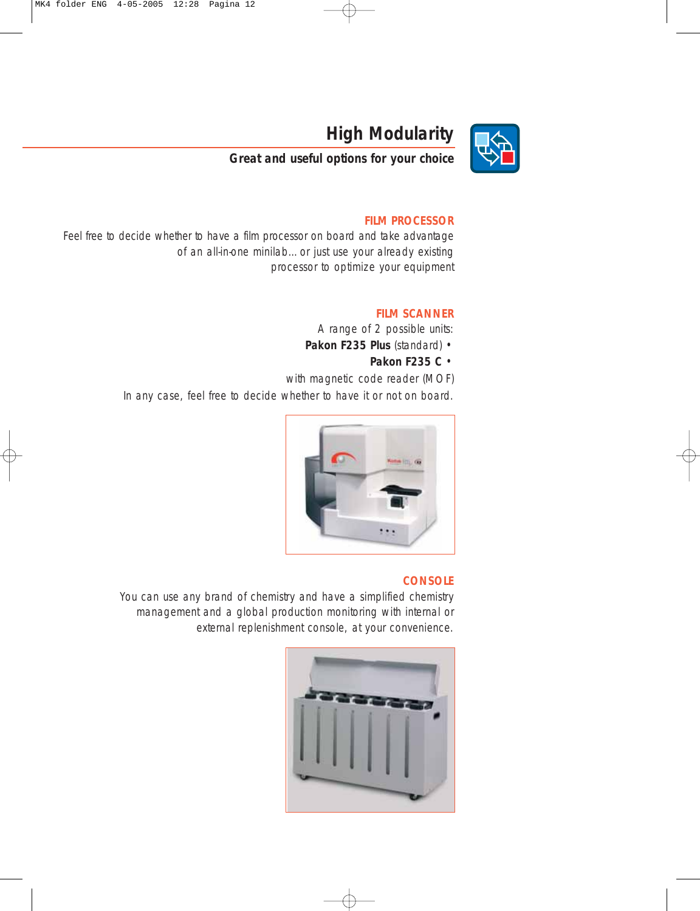# High Modularity

**Great and useful options for your choice**

## FILM PROCESSOR

Feel free to decide whether to have a film processor on board and take advantage of an all-in-one minilab... or just use your already existing processor to optimize your equipment

## FILM SCANNER

A range of 2 possible units:

**Pakon F235 Plus** (standard) •

**Pakon F235 C** •

with magnetic code reader (MOF)

In any case, feel free to decide whether to have it or not on board.

## CONSOLE

You can use any brand of chemistry and have a simplified chemistry management and a global production monitoring with internal or external replenishment console, at your convenience.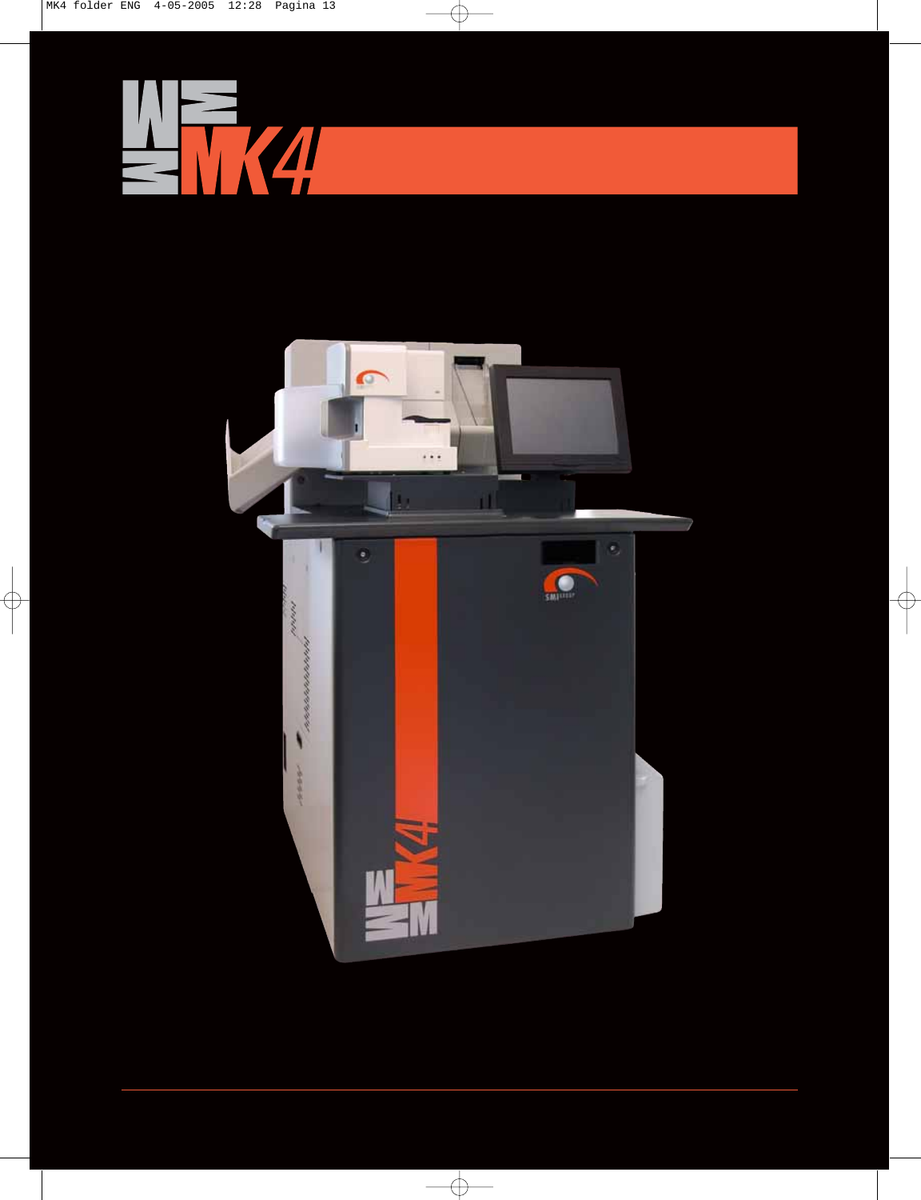# MK4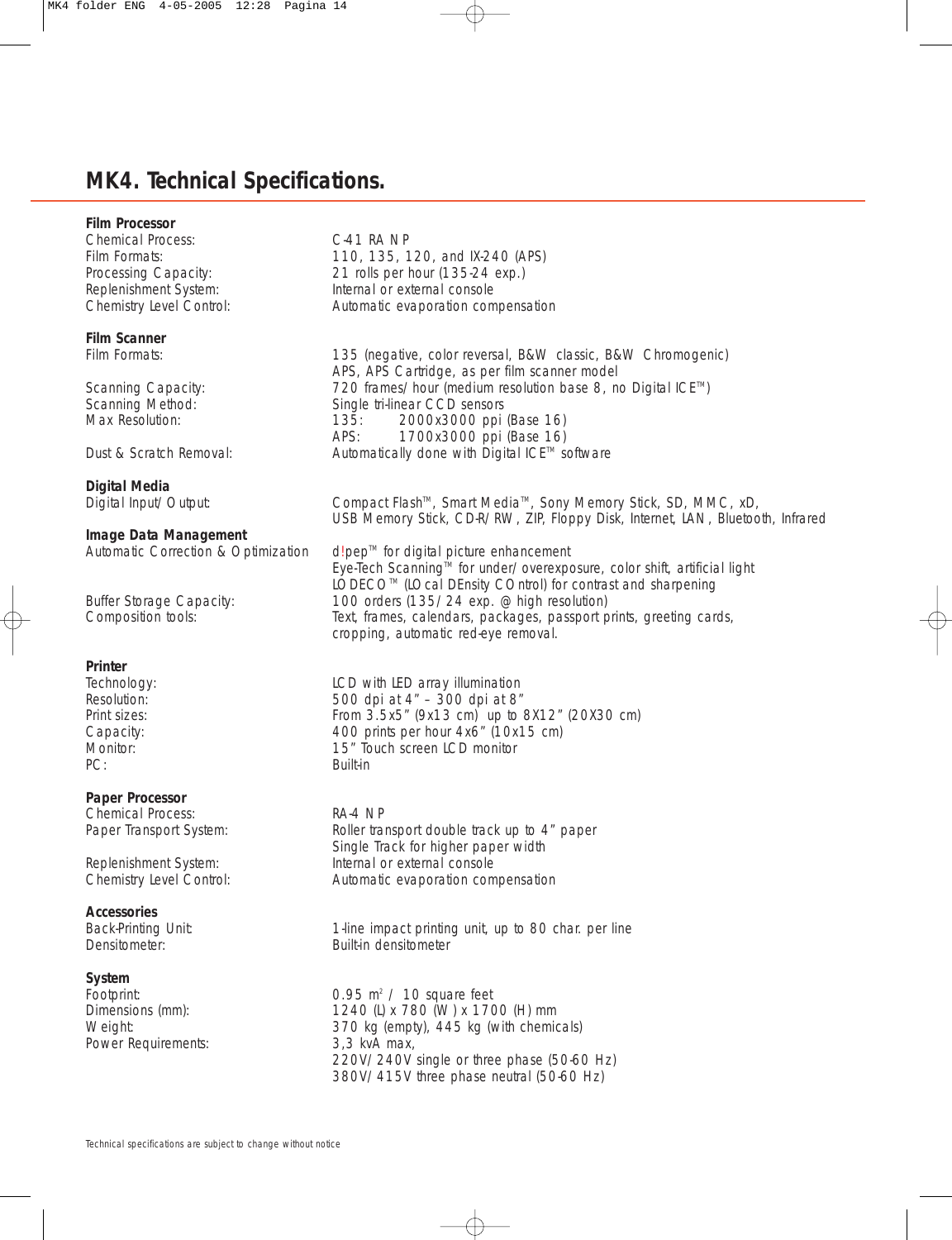# MK4. Technical Specifications.

**Film Processor**

| | |
|---|---|
| Chemical Process: | C-41 RA NP |
| Film Formats: | 110, 135, 120, and IX-240 (APS) |
| Processing Capacity: | 21 rolls per hour (135-24 exp.) |
| Replenishment System: | Internal or external console |
| Chemistry Level Control: | Automatic evaporation compensation |

**Film Scanner**

| | |
|---|---|
| Film Formats: | 135 (negative, color reversal, B&W classic, B&W Chromogenic) APS, APS Cartridge, as per film scanner model |
| Scanning Capacity: | 720 frames/hour (medium resolution base 8, no Digital ICE™) |
| Scanning Method: | Single tri-linear CCD sensors |
| Max Resolution: | 135: 2000x3000 ppi (Base 16) APS: 1700x3000 ppi (Base 16) |
| Dust & Scratch Removal: | Automatically done with Digital ICE™ software |

**Digital Media**

| | |
|---|---|
| Digital Input/Output: | Compact Flash™, Smart Media™, Sony Memory Stick, SD, MMC, xD, USB Memory Stick, CD-R/RW, ZIP, Floppy Disk, Internet, LAN, Bluetooth, Infrared |

**Image Data Management**

| | |
|---|---|
| Automatic Correction & Optimization | d!pep™ for digital picture enhancement Eye-Tech Scanning™ for under/overexposure, color shift, artificial light LODECO™ (LOcal DEnsity COntrol) for contrast and sharpening |
| Buffer Storage Capacity: | 100 orders (135/24 exp. @ high resolution) |
| Composition tools: | Text, frames, calendars, packages, passport prints, greeting cards, cropping, automatic red-eye removal. |

**Printer**

| | |
|---|---|
| Technology: | LCD with LED array illumination |
| Resolution: | 500 dpi at 4" – 300 dpi at 8" |
| Print sizes: | From 3.5x5" (9x13 cm) up to 8X12" (20X30 cm) |
| Capacity: | 400 prints per hour 4x6" (10x15 cm) |
| Monitor: | 15" Touch screen LCD monitor |
| PC: | Built-in |

**Paper Processor**

| | |
|---|---|
| Chemical Process: | RA-4 NP |
| Paper Transport System: | Roller transport double track up to 4" paper Single Track for higher paper width |
| Replenishment System: | Internal or external console |
| Chemistry Level Control: | Automatic evaporation compensation |

**Accessories**

| | |
|---|---|
| Back-Printing Unit: | 1-line impact printing unit, up to 80 char. per line |
| Densitometer: | Built-in densitometer |

**System**

| | |
|---|---|
| Footprint: | 0.95 $m^2$ / 10 square feet |
| Dimensions (mm): | 1240 (L) x 780 (W) x 1700 (H) mm |
| Weight: | 370 kg (empty), 445 kg (with chemicals) |
| Power Requirements: | 3,3 kvA max, 220V/240V single or three phase (50-60 Hz) 380V/415V three phase neutral (50-60 Hz) |

Technical specifications are subject to change without notice